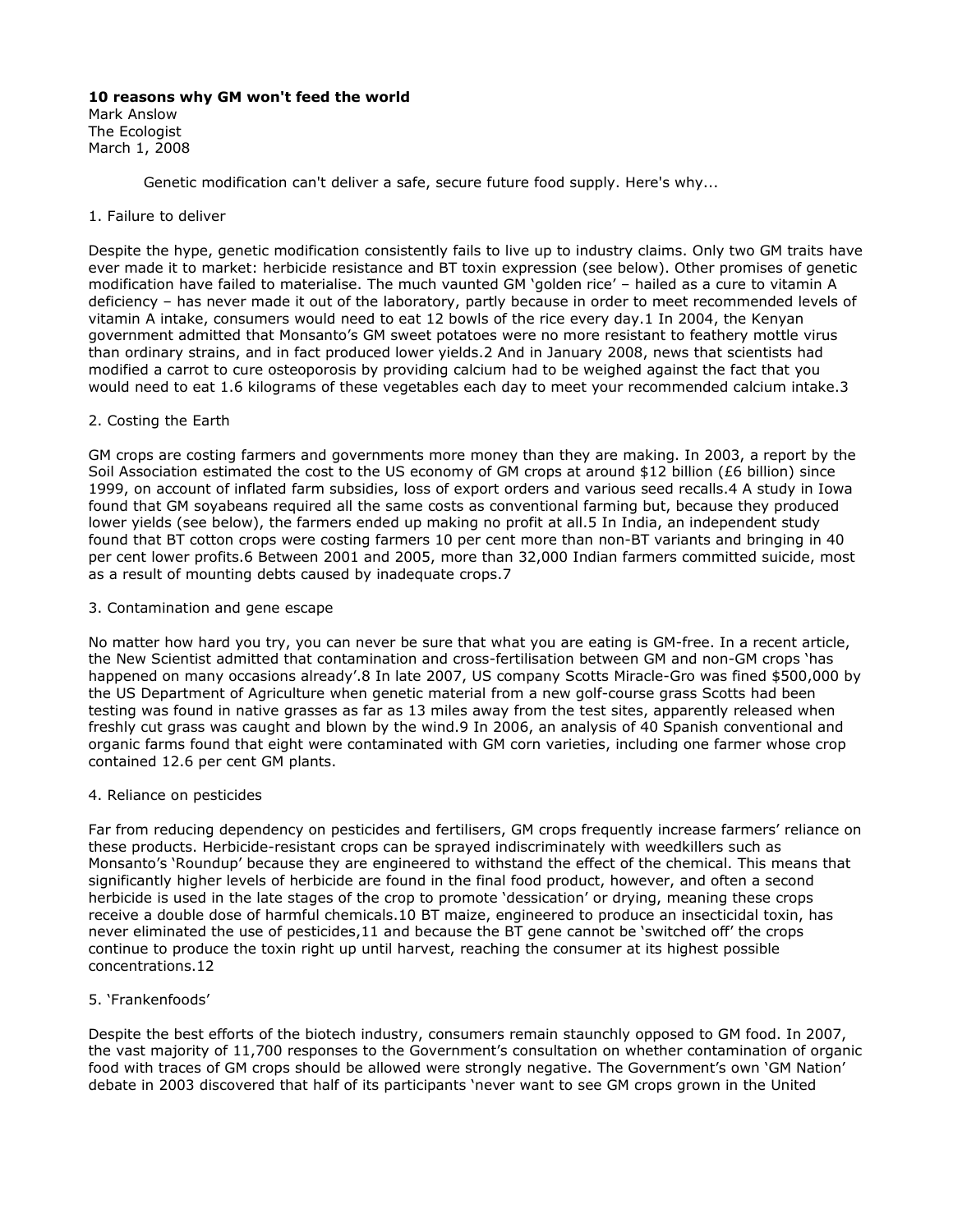**10 reasons why GM won't feed the world**
Mark Anslow
The Ecologist
March 1, 2008

Genetic modification can't deliver a safe, secure future food supply. Here's why...

1. Failure to deliver

Despite the hype, genetic modification consistently fails to live up to industry claims. Only two GM traits have ever made it to market: herbicide resistance and BT toxin expression (see below). Other promises of genetic modification have failed to materialise. The much vaunted GM 'golden rice' – hailed as a cure to vitamin A deficiency – has never made it out of the laboratory, partly because in order to meet recommended levels of vitamin A intake, consumers would need to eat 12 bowls of the rice every day.[1] In 2004, the Kenyan government admitted that Monsanto's GM sweet potatoes were no more resistant to feathery mottle virus than ordinary strains, and in fact produced lower yields.[2] And in January 2008, news that scientists had modified a carrot to cure osteoporosis by providing calcium had to be weighed against the fact that you would need to eat 1.6 kilograms of these vegetables each day to meet your recommended calcium intake.[3]

2. Costing the Earth

GM crops are costing farmers and governments more money than they are making. In 2003, a report by the Soil Association estimated the cost to the US economy of GM crops at around $12 billion (£6 billion) since 1999, on account of inflated farm subsidies, loss of export orders and various seed recalls.[4] A study in Iowa found that GM soyabeans required all the same costs as conventional farming but, because they produced lower yields (see below), the farmers ended up making no profit at all.[5] In India, an independent study found that BT cotton crops were costing farmers 10 per cent more than non-BT variants and bringing in 40 per cent lower profits.[6] Between 2001 and 2005, more than 32,000 Indian farmers committed suicide, most as a result of mounting debts caused by inadequate crops.[7]

3. Contamination and gene escape

No matter how hard you try, you can never be sure that what you are eating is GM-free. In a recent article, the New Scientist admitted that contamination and cross-fertilisation between GM and non-GM crops 'has happened on many occasions already'.[8] In late 2007, US company Scotts Miracle-Gro was fined $500,000 by the US Department of Agriculture when genetic material from a new golf-course grass Scotts had been testing was found in native grasses as far as 13 miles away from the test sites, apparently released when freshly cut grass was caught and blown by the wind.[9] In 2006, an analysis of 40 Spanish conventional and organic farms found that eight were contaminated with GM corn varieties, including one farmer whose crop contained 12.6 per cent GM plants.

4. Reliance on pesticides

Far from reducing dependency on pesticides and fertilisers, GM crops frequently increase farmers' reliance on these products. Herbicide-resistant crops can be sprayed indiscriminately with weedkillers such as Monsanto's 'Roundup' because they are engineered to withstand the effect of the chemical. This means that significantly higher levels of herbicide are found in the final food product, however, and often a second herbicide is used in the late stages of the crop to promote 'dessication' or drying, meaning these crops receive a double dose of harmful chemicals.[10] BT maize, engineered to produce an insecticidal toxin, has never eliminated the use of pesticides,[11] and because the BT gene cannot be 'switched off' the crops continue to produce the toxin right up until harvest, reaching the consumer at its highest possible concentrations.[12]

5. 'Frankenfoods'

Despite the best efforts of the biotech industry, consumers remain staunchly opposed to GM food. In 2007, the vast majority of 11,700 responses to the Government's consultation on whether contamination of organic food with traces of GM crops should be allowed were strongly negative. The Government's own 'GM Nation' debate in 2003 discovered that half of its participants 'never want to see GM crops grown in the United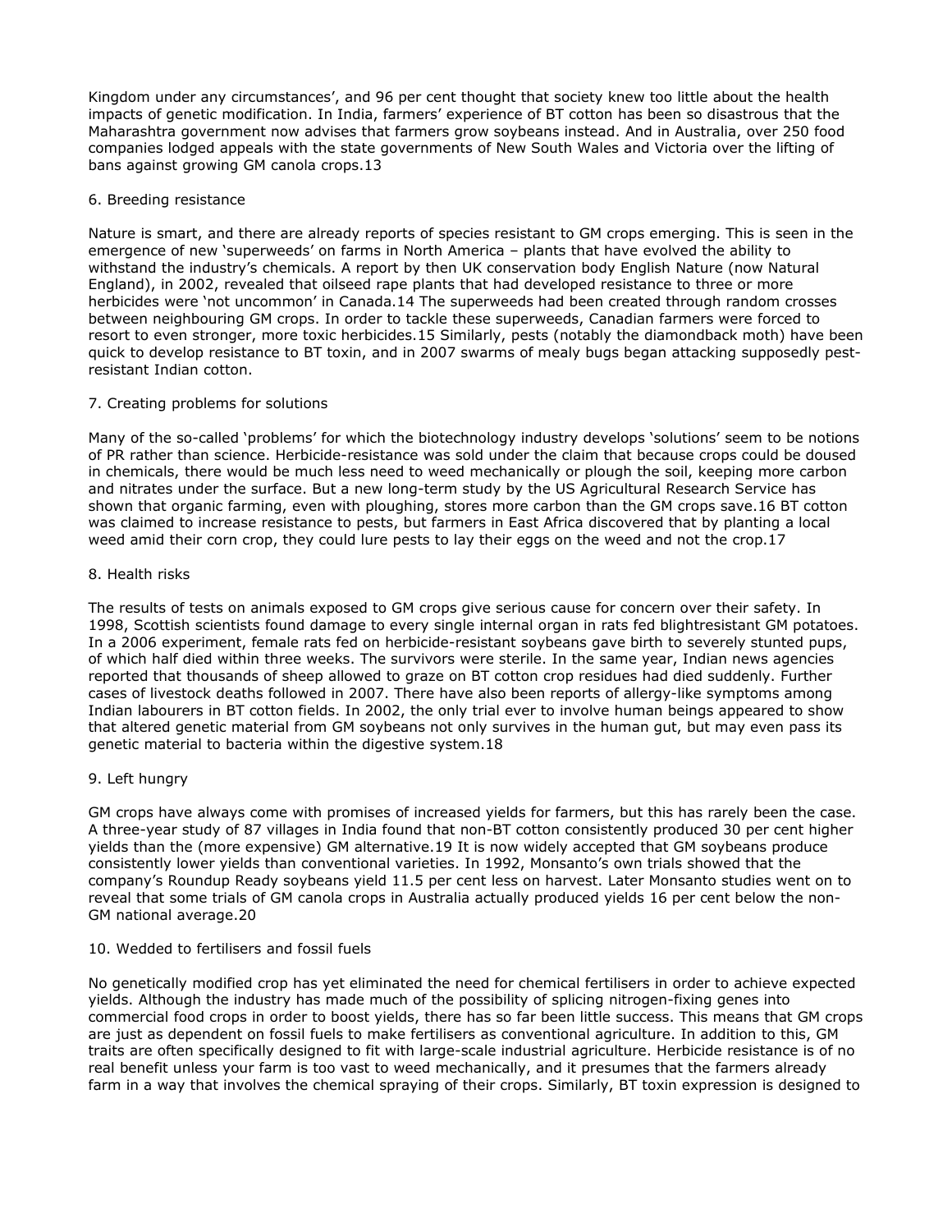Kingdom under any circumstances', and 96 per cent thought that society knew too little about the health impacts of genetic modification. In India, farmers' experience of BT cotton has been so disastrous that the Maharashtra government now advises that farmers grow soybeans instead. And in Australia, over 250 food companies lodged appeals with the state governments of New South Wales and Victoria over the lifting of bans against growing GM canola crops.[13]

## 6. Breeding resistance

Nature is smart, and there are already reports of species resistant to GM crops emerging. This is seen in the emergence of new 'superweeds' on farms in North America – plants that have evolved the ability to withstand the industry's chemicals. A report by then UK conservation body English Nature (now Natural England), in 2002, revealed that oilseed rape plants that had developed resistance to three or more herbicides were 'not uncommon' in Canada.[14] The superweeds had been created through random crosses between neighbouring GM crops. In order to tackle these superweeds, Canadian farmers were forced to resort to even stronger, more toxic herbicides.[15] Similarly, pests (notably the diamondback moth) have been quick to develop resistance to BT toxin, and in 2007 swarms of mealy bugs began attacking supposedly pest-resistant Indian cotton.

## 7. Creating problems for solutions

Many of the so-called 'problems' for which the biotechnology industry develops 'solutions' seem to be notions of PR rather than science. Herbicide-resistance was sold under the claim that because crops could be doused in chemicals, there would be much less need to weed mechanically or plough the soil, keeping more carbon and nitrates under the surface. But a new long-term study by the US Agricultural Research Service has shown that organic farming, even with ploughing, stores more carbon than the GM crops save.[16] BT cotton was claimed to increase resistance to pests, but farmers in East Africa discovered that by planting a local weed amid their corn crop, they could lure pests to lay their eggs on the weed and not the crop.[17]

## 8. Health risks

The results of tests on animals exposed to GM crops give serious cause for concern over their safety. In 1998, Scottish scientists found damage to every single internal organ in rats fed blightresistant GM potatoes. In a 2006 experiment, female rats fed on herbicide-resistant soybeans gave birth to severely stunted pups, of which half died within three weeks. The survivors were sterile. In the same year, Indian news agencies reported that thousands of sheep allowed to graze on BT cotton crop residues had died suddenly. Further cases of livestock deaths followed in 2007. There have also been reports of allergy-like symptoms among Indian labourers in BT cotton fields. In 2002, the only trial ever to involve human beings appeared to show that altered genetic material from GM soybeans not only survives in the human gut, but may even pass its genetic material to bacteria within the digestive system.[18]

## 9. Left hungry

GM crops have always come with promises of increased yields for farmers, but this has rarely been the case. A three-year study of 87 villages in India found that non-BT cotton consistently produced 30 per cent higher yields than the (more expensive) GM alternative.[19] It is now widely accepted that GM soybeans produce consistently lower yields than conventional varieties. In 1992, Monsanto's own trials showed that the company's Roundup Ready soybeans yield 11.5 per cent less on harvest. Later Monsanto studies went on to reveal that some trials of GM canola crops in Australia actually produced yields 16 per cent below the non-GM national average.[20]

## 10. Wedded to fertilisers and fossil fuels

No genetically modified crop has yet eliminated the need for chemical fertilisers in order to achieve expected yields. Although the industry has made much of the possibility of splicing nitrogen-fixing genes into commercial food crops in order to boost yields, there has so far been little success. This means that GM crops are just as dependent on fossil fuels to make fertilisers as conventional agriculture. In addition to this, GM traits are often specifically designed to fit with large-scale industrial agriculture. Herbicide resistance is of no real benefit unless your farm is too vast to weed mechanically, and it presumes that the farmers already farm in a way that involves the chemical spraying of their crops. Similarly, BT toxin expression is designed to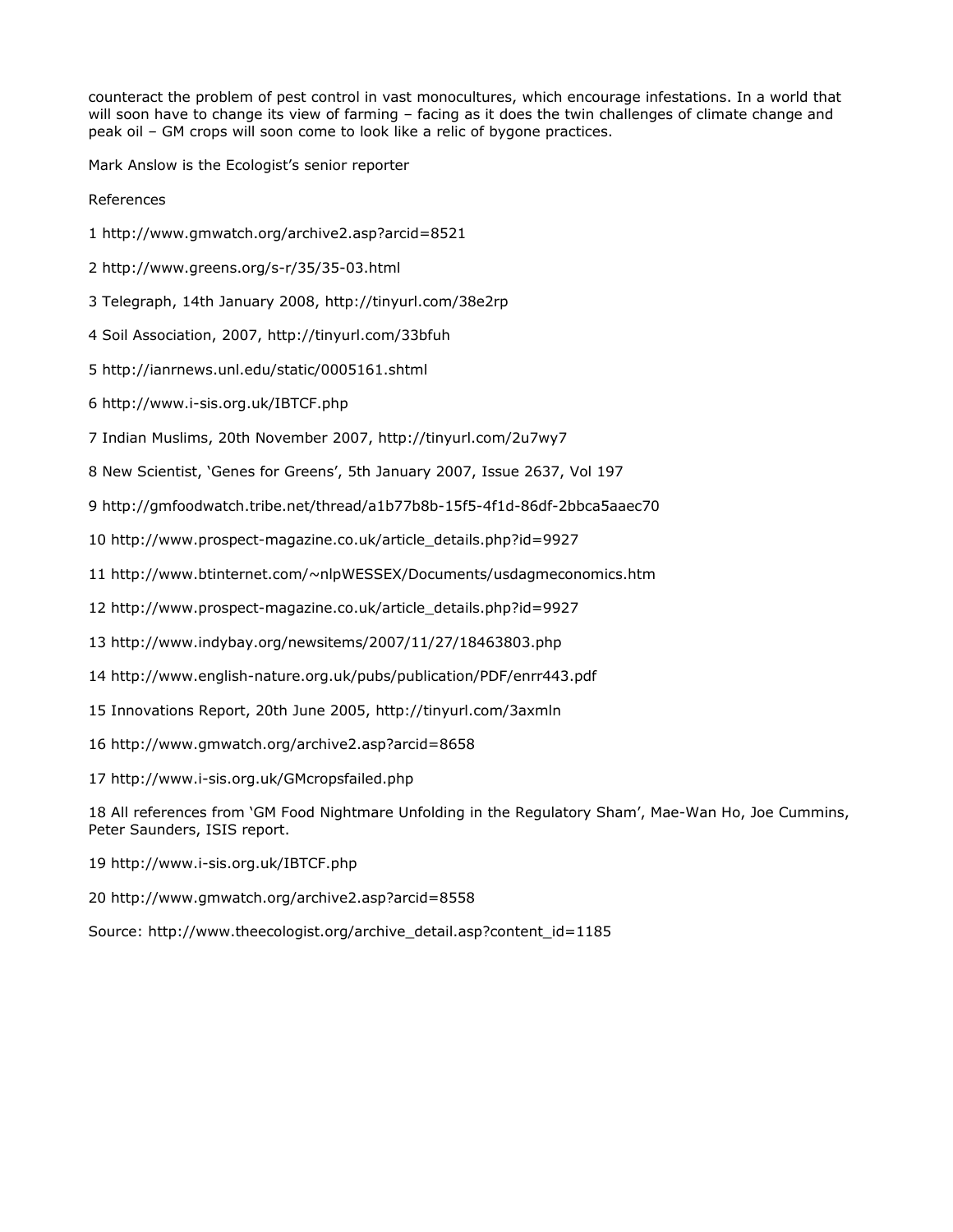counteract the problem of pest control in vast monocultures, which encourage infestations. In a world that will soon have to change its view of farming – facing as it does the twin challenges of climate change and peak oil – GM crops will soon come to look like a relic of bygone practices.

Mark Anslow is the Ecologist's senior reporter

References

1 http://www.gmwatch.org/archive2.asp?arcid=8521

2 http://www.greens.org/s-r/35/35-03.html

3 Telegraph, 14th January 2008, http://tinyurl.com/38e2rp

4 Soil Association, 2007, http://tinyurl.com/33bfuh

5 http://ianrnews.unl.edu/static/0005161.shtml

6 http://www.i-sis.org.uk/IBTCF.php

7 Indian Muslims, 20th November 2007, http://tinyurl.com/2u7wy7

8 New Scientist, 'Genes for Greens', 5th January 2007, Issue 2637, Vol 197

9 http://gmfoodwatch.tribe.net/thread/a1b77b8b-15f5-4f1d-86df-2bbca5aaec70

10 http://www.prospect-magazine.co.uk/article_details.php?id=9927

11 http://www.btinternet.com/~nlpWESSEX/Documents/usdagmeconomics.htm

12 http://www.prospect-magazine.co.uk/article_details.php?id=9927

13 http://www.indybay.org/newsitems/2007/11/27/18463803.php

14 http://www.english-nature.org.uk/pubs/publication/PDF/enrr443.pdf

15 Innovations Report, 20th June 2005, http://tinyurl.com/3axmln

16 http://www.gmwatch.org/archive2.asp?arcid=8658

17 http://www.i-sis.org.uk/GMcropsfailed.php

18 All references from 'GM Food Nightmare Unfolding in the Regulatory Sham', Mae-Wan Ho, Joe Cummins, Peter Saunders, ISIS report.

19 http://www.i-sis.org.uk/IBTCF.php

20 http://www.gmwatch.org/archive2.asp?arcid=8558

Source: http://www.theecologist.org/archive_detail.asp?content_id=1185